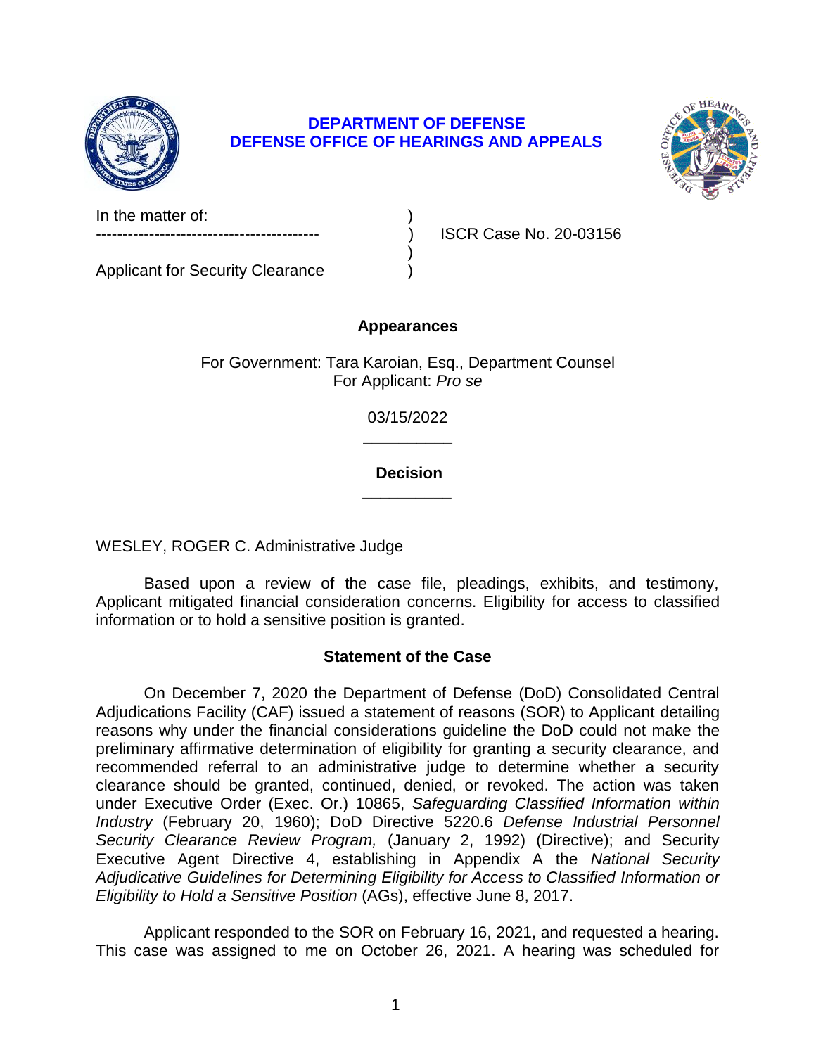**DEPARTMENT OF DEFENSE**
**DEFENSE OFFICE OF HEARINGS AND APPEALS**

| | | |
|---|---|---|
| In the matter of: | ) | |
| ------------------------------------------ | ) | ISCR Case No. 20-03156 |
| | ) | |
| Applicant for Security Clearance | ) | |

## Appearances

For Government: Tara Karoian, Esq., Department Counsel
For Applicant: *Pro se*

03/15/2022

______________

## Decision

______________

WESLEY, ROGER C. Administrative Judge

Based upon a review of the case file, pleadings, exhibits, and testimony, Applicant mitigated financial consideration concerns. Eligibility for access to classified information or to hold a sensitive position is granted.

## Statement of the Case

On December 7, 2020 the Department of Defense (DoD) Consolidated Central Adjudications Facility (CAF) issued a statement of reasons (SOR) to Applicant detailing reasons why under the financial considerations guideline the DoD could not make the preliminary affirmative determination of eligibility for granting a security clearance, and recommended referral to an administrative judge to determine whether a security clearance should be granted, continued, denied, or revoked. The action was taken under Executive Order (Exec. Or.) 10865, *Safeguarding Classified Information within Industry* (February 20, 1960); DoD Directive 5220.6 *Defense Industrial Personnel Security Clearance Review Program,* (January 2, 1992) (Directive); and Security Executive Agent Directive 4, establishing in Appendix A the *National Security Adjudicative Guidelines for Determining Eligibility for Access to Classified Information or Eligibility to Hold a Sensitive Position* (AGs), effective June 8, 2017.

Applicant responded to the SOR on February 16, 2021, and requested a hearing. This case was assigned to me on October 26, 2021. A hearing was scheduled for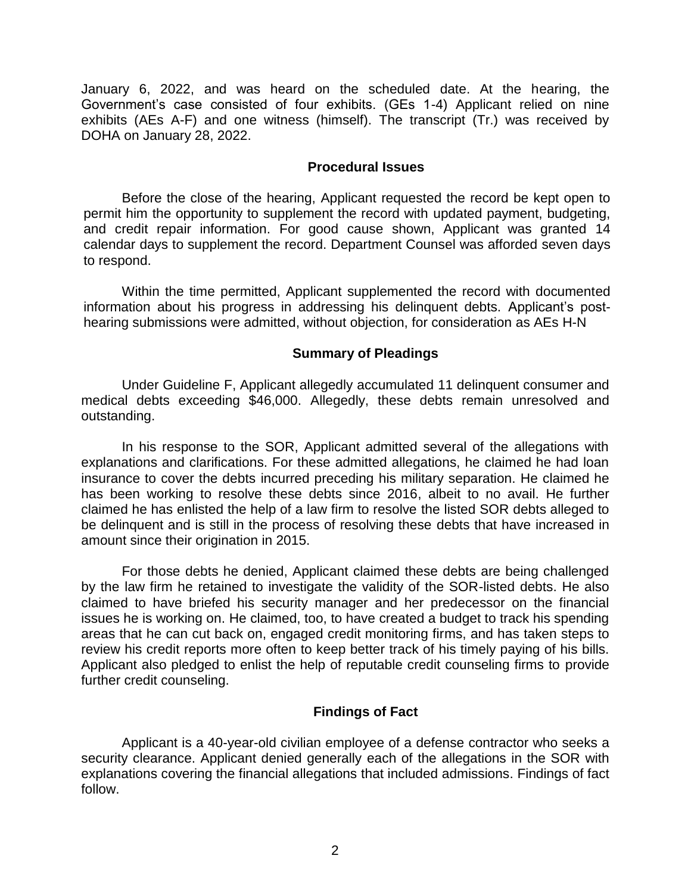January 6, 2022, and was heard on the scheduled date. At the hearing, the Government's case consisted of four exhibits. (GEs 1-4) Applicant relied on nine exhibits (AEs A-F) and one witness (himself). The transcript (Tr.) was received by DOHA on January 28, 2022.

## Procedural Issues

Before the close of the hearing, Applicant requested the record be kept open to permit him the opportunity to supplement the record with updated payment, budgeting, and credit repair information. For good cause shown, Applicant was granted 14 calendar days to supplement the record. Department Counsel was afforded seven days to respond.

Within the time permitted, Applicant supplemented the record with documented information about his progress in addressing his delinquent debts. Applicant's post-hearing submissions were admitted, without objection, for consideration as AEs H-N

## Summary of Pleadings

Under Guideline F, Applicant allegedly accumulated 11 delinquent consumer and medical debts exceeding $46,000. Allegedly, these debts remain unresolved and outstanding.

In his response to the SOR, Applicant admitted several of the allegations with explanations and clarifications. For these admitted allegations, he claimed he had loan insurance to cover the debts incurred preceding his military separation. He claimed he has been working to resolve these debts since 2016, albeit to no avail. He further claimed he has enlisted the help of a law firm to resolve the listed SOR debts alleged to be delinquent and is still in the process of resolving these debts that have increased in amount since their origination in 2015.

For those debts he denied, Applicant claimed these debts are being challenged by the law firm he retained to investigate the validity of the SOR-listed debts. He also claimed to have briefed his security manager and her predecessor on the financial issues he is working on. He claimed, too, to have created a budget to track his spending areas that he can cut back on, engaged credit monitoring firms, and has taken steps to review his credit reports more often to keep better track of his timely paying of his bills. Applicant also pledged to enlist the help of reputable credit counseling firms to provide further credit counseling.

## Findings of Fact

Applicant is a 40-year-old civilian employee of a defense contractor who seeks a security clearance. Applicant denied generally each of the allegations in the SOR with explanations covering the financial allegations that included admissions. Findings of fact follow.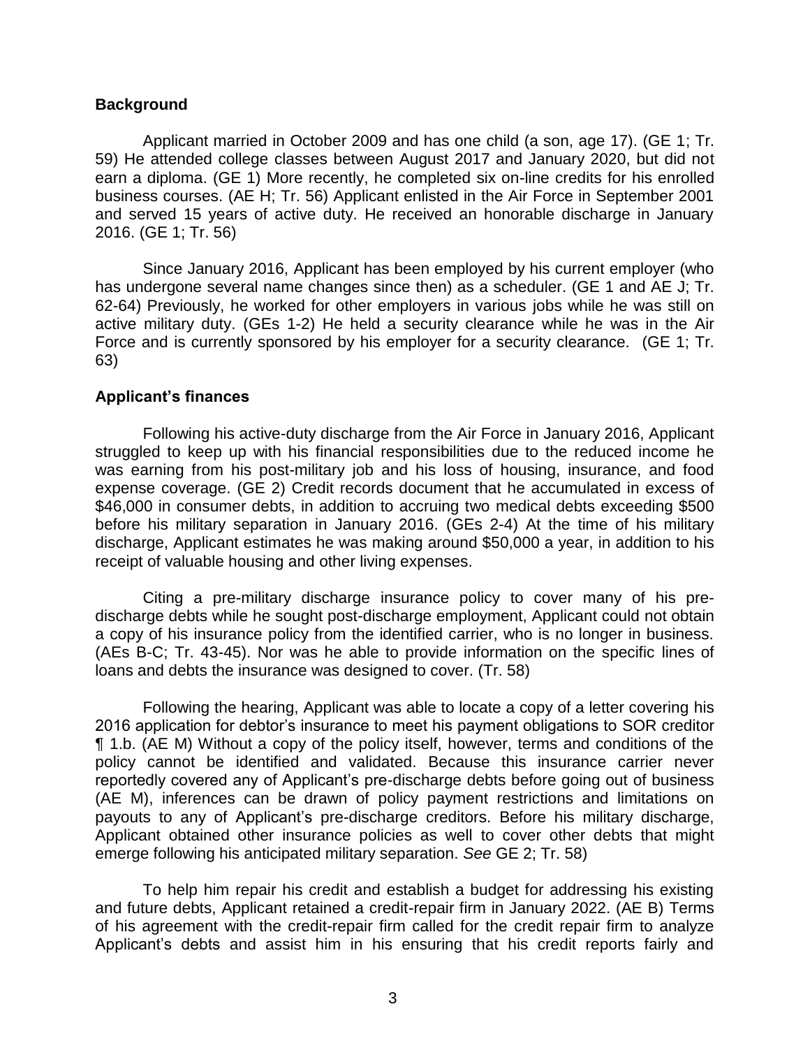**Background**

Applicant married in October 2009 and has one child (a son, age 17). (GE 1; Tr. 59) He attended college classes between August 2017 and January 2020, but did not earn a diploma. (GE 1) More recently, he completed six on-line credits for his enrolled business courses. (AE H; Tr. 56) Applicant enlisted in the Air Force in September 2001 and served 15 years of active duty. He received an honorable discharge in January 2016. (GE 1; Tr. 56)

Since January 2016, Applicant has been employed by his current employer (who has undergone several name changes since then) as a scheduler. (GE 1 and AE J; Tr. 62-64) Previously, he worked for other employers in various jobs while he was still on active military duty. (GEs 1-2) He held a security clearance while he was in the Air Force and is currently sponsored by his employer for a security clearance. (GE 1; Tr. 63)

**Applicant's finances**

Following his active-duty discharge from the Air Force in January 2016, Applicant struggled to keep up with his financial responsibilities due to the reduced income he was earning from his post-military job and his loss of housing, insurance, and food expense coverage. (GE 2) Credit records document that he accumulated in excess of $46,000 in consumer debts, in addition to accruing two medical debts exceeding $500 before his military separation in January 2016. (GEs 2-4) At the time of his military discharge, Applicant estimates he was making around $50,000 a year, in addition to his receipt of valuable housing and other living expenses.

Citing a pre-military discharge insurance policy to cover many of his pre-discharge debts while he sought post-discharge employment, Applicant could not obtain a copy of his insurance policy from the identified carrier, who is no longer in business. (AEs B-C; Tr. 43-45). Nor was he able to provide information on the specific lines of loans and debts the insurance was designed to cover. (Tr. 58)

Following the hearing, Applicant was able to locate a copy of a letter covering his 2016 application for debtor's insurance to meet his payment obligations to SOR creditor ¶ 1.b. (AE M) Without a copy of the policy itself, however, terms and conditions of the policy cannot be identified and validated. Because this insurance carrier never reportedly covered any of Applicant's pre-discharge debts before going out of business (AE M), inferences can be drawn of policy payment restrictions and limitations on payouts to any of Applicant's pre-discharge creditors. Before his military discharge, Applicant obtained other insurance policies as well to cover other debts that might emerge following his anticipated military separation. *See* GE 2; Tr. 58)

To help him repair his credit and establish a budget for addressing his existing and future debts, Applicant retained a credit-repair firm in January 2022. (AE B) Terms of his agreement with the credit-repair firm called for the credit repair firm to analyze Applicant's debts and assist him in his ensuring that his credit reports fairly and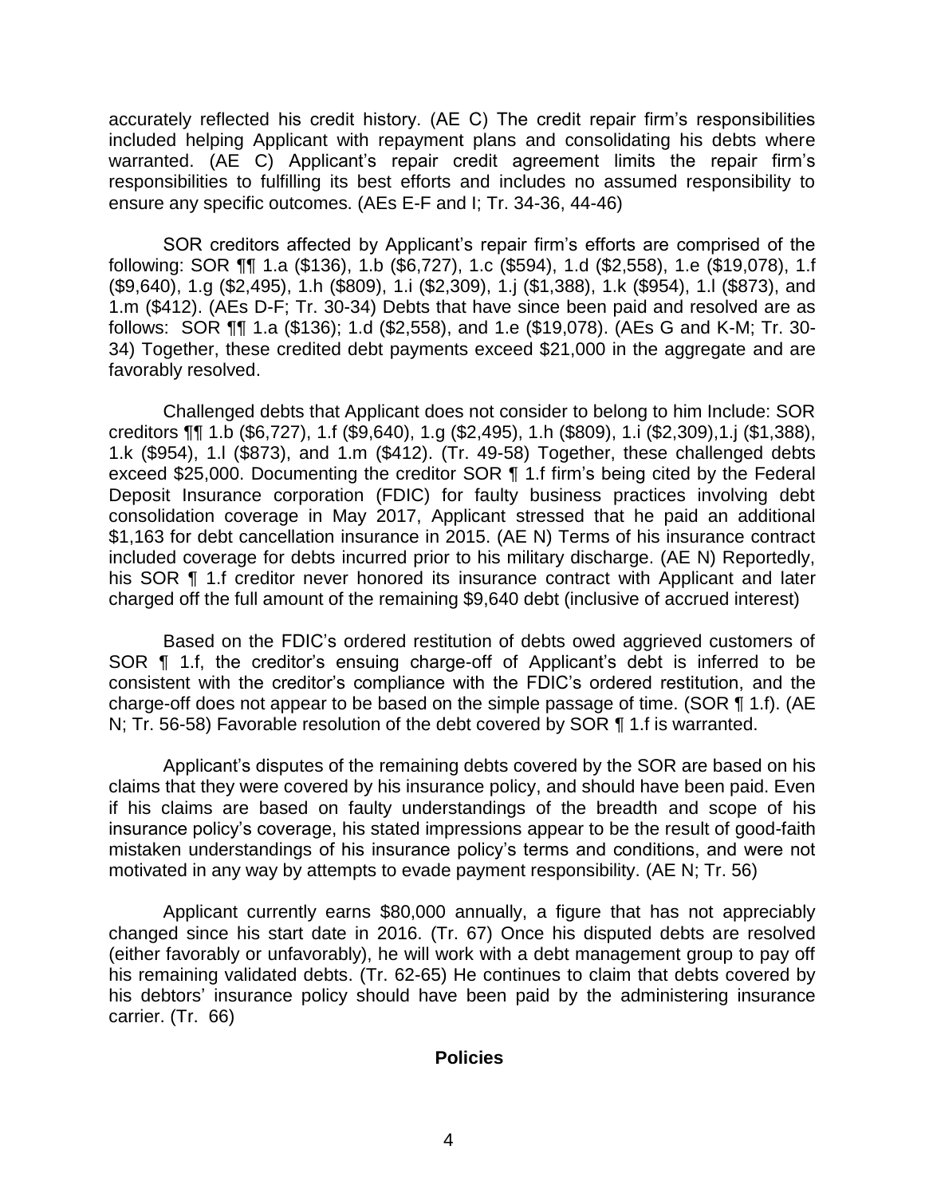accurately reflected his credit history. (AE C) The credit repair firm's responsibilities included helping Applicant with repayment plans and consolidating his debts where warranted. (AE C) Applicant's repair credit agreement limits the repair firm's responsibilities to fulfilling its best efforts and includes no assumed responsibility to ensure any specific outcomes. (AEs E-F and I; Tr. 34-36, 44-46)

SOR creditors affected by Applicant's repair firm's efforts are comprised of the following: SOR ¶¶ 1.a ($136), 1.b ($6,727), 1.c ($594), 1.d ($2,558), 1.e ($19,078), 1.f ($9,640), 1.g ($2,495), 1.h ($809), 1.i ($2,309), 1.j ($1,388), 1.k ($954), 1.l ($873), and 1.m ($412). (AEs D-F; Tr. 30-34) Debts that have since been paid and resolved are as follows: SOR ¶¶ 1.a ($136); 1.d ($2,558), and 1.e ($19,078). (AEs G and K-M; Tr. 30-34) Together, these credited debt payments exceed $21,000 in the aggregate and are favorably resolved.

Challenged debts that Applicant does not consider to belong to him Include: SOR creditors ¶¶ 1.b ($6,727), 1.f ($9,640), 1.g ($2,495), 1.h ($809), 1.i ($2,309),1.j ($1,388), 1.k ($954), 1.l ($873), and 1.m ($412). (Tr. 49-58) Together, these challenged debts exceed $25,000. Documenting the creditor SOR ¶ 1.f firm's being cited by the Federal Deposit Insurance corporation (FDIC) for faulty business practices involving debt consolidation coverage in May 2017, Applicant stressed that he paid an additional $1,163 for debt cancellation insurance in 2015. (AE N) Terms of his insurance contract included coverage for debts incurred prior to his military discharge. (AE N) Reportedly, his SOR ¶ 1.f creditor never honored its insurance contract with Applicant and later charged off the full amount of the remaining $9,640 debt (inclusive of accrued interest)

Based on the FDIC's ordered restitution of debts owed aggrieved customers of SOR ¶ 1.f, the creditor's ensuing charge-off of Applicant's debt is inferred to be consistent with the creditor's compliance with the FDIC's ordered restitution, and the charge-off does not appear to be based on the simple passage of time. (SOR ¶ 1.f). (AE N; Tr. 56-58) Favorable resolution of the debt covered by SOR ¶ 1.f is warranted.

Applicant's disputes of the remaining debts covered by the SOR are based on his claims that they were covered by his insurance policy, and should have been paid. Even if his claims are based on faulty understandings of the breadth and scope of his insurance policy's coverage, his stated impressions appear to be the result of good-faith mistaken understandings of his insurance policy's terms and conditions, and were not motivated in any way by attempts to evade payment responsibility. (AE N; Tr. 56)

Applicant currently earns $80,000 annually, a figure that has not appreciably changed since his start date in 2016. (Tr. 67) Once his disputed debts are resolved (either favorably or unfavorably), he will work with a debt management group to pay off his remaining validated debts. (Tr. 62-65) He continues to claim that debts covered by his debtors' insurance policy should have been paid by the administering insurance carrier. (Tr. 66)

## Policies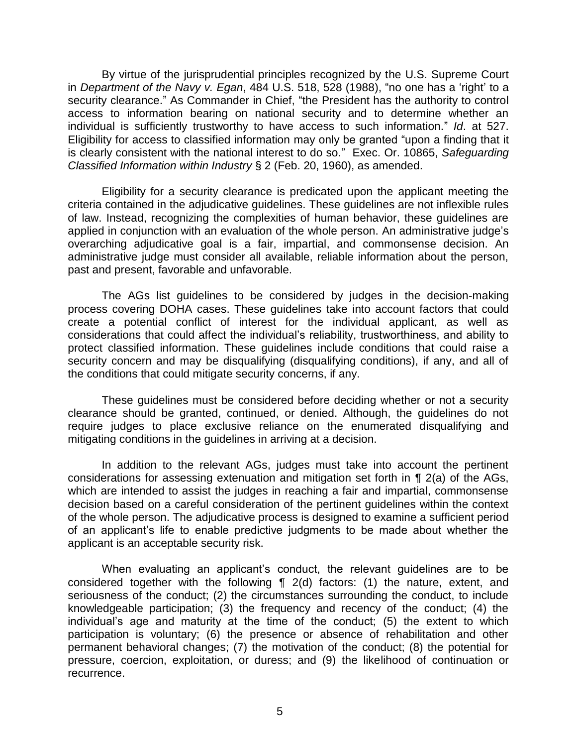By virtue of the jurisprudential principles recognized by the U.S. Supreme Court in *Department of the Navy v. Egan*, 484 U.S. 518, 528 (1988), "no one has a 'right' to a security clearance." As Commander in Chief, "the President has the authority to control access to information bearing on national security and to determine whether an individual is sufficiently trustworthy to have access to such information." *Id*. at 527. Eligibility for access to classified information may only be granted "upon a finding that it is clearly consistent with the national interest to do so." Exec. Or. 10865, *Safeguarding Classified Information within Industry* § 2 (Feb. 20, 1960), as amended.

Eligibility for a security clearance is predicated upon the applicant meeting the criteria contained in the adjudicative guidelines. These guidelines are not inflexible rules of law. Instead, recognizing the complexities of human behavior, these guidelines are applied in conjunction with an evaluation of the whole person. An administrative judge's overarching adjudicative goal is a fair, impartial, and commonsense decision. An administrative judge must consider all available, reliable information about the person, past and present, favorable and unfavorable.

The AGs list guidelines to be considered by judges in the decision-making process covering DOHA cases. These guidelines take into account factors that could create a potential conflict of interest for the individual applicant, as well as considerations that could affect the individual's reliability, trustworthiness, and ability to protect classified information. These guidelines include conditions that could raise a security concern and may be disqualifying (disqualifying conditions), if any, and all of the conditions that could mitigate security concerns, if any.

These guidelines must be considered before deciding whether or not a security clearance should be granted, continued, or denied. Although, the guidelines do not require judges to place exclusive reliance on the enumerated disqualifying and mitigating conditions in the guidelines in arriving at a decision.

In addition to the relevant AGs, judges must take into account the pertinent considerations for assessing extenuation and mitigation set forth in ¶ 2(a) of the AGs, which are intended to assist the judges in reaching a fair and impartial, commonsense decision based on a careful consideration of the pertinent guidelines within the context of the whole person. The adjudicative process is designed to examine a sufficient period of an applicant's life to enable predictive judgments to be made about whether the applicant is an acceptable security risk.

When evaluating an applicant's conduct, the relevant guidelines are to be considered together with the following ¶ 2(d) factors: (1) the nature, extent, and seriousness of the conduct; (2) the circumstances surrounding the conduct, to include knowledgeable participation; (3) the frequency and recency of the conduct; (4) the individual's age and maturity at the time of the conduct; (5) the extent to which participation is voluntary; (6) the presence or absence of rehabilitation and other permanent behavioral changes; (7) the motivation of the conduct; (8) the potential for pressure, coercion, exploitation, or duress; and (9) the likelihood of continuation or recurrence.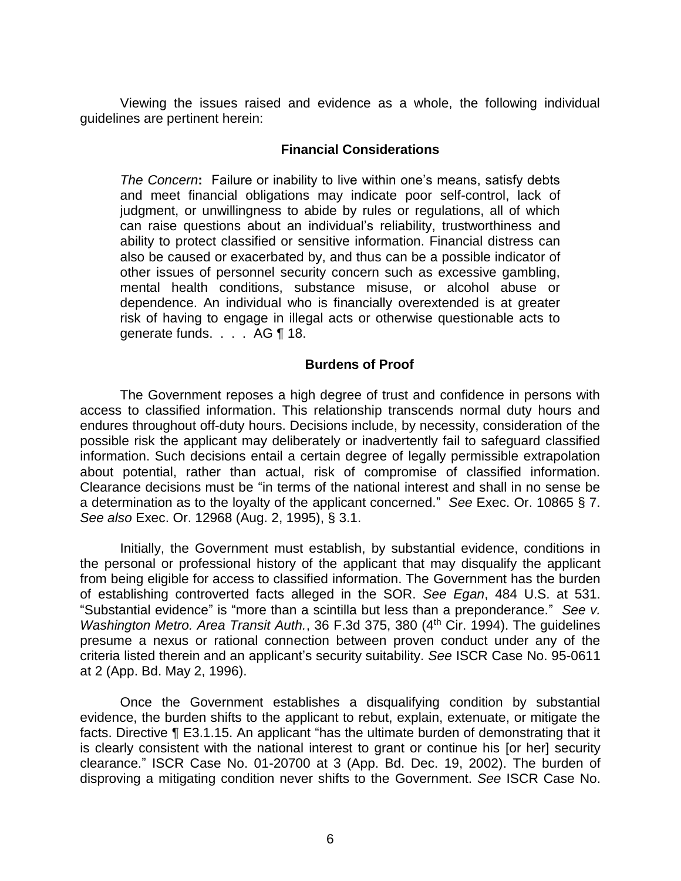Viewing the issues raised and evidence as a whole, the following individual guidelines are pertinent herein:

**Financial Considerations**

> *The Concern***:** Failure or inability to live within one's means, satisfy debts and meet financial obligations may indicate poor self-control, lack of judgment, or unwillingness to abide by rules or regulations, all of which can raise questions about an individual's reliability, trustworthiness and ability to protect classified or sensitive information. Financial distress can also be caused or exacerbated by, and thus can be a possible indicator of other issues of personnel security concern such as excessive gambling, mental health conditions, substance misuse, or alcohol abuse or dependence. An individual who is financially overextended is at greater risk of having to engage in illegal acts or otherwise questionable acts to generate funds. . . . AG ¶ 18.

**Burdens of Proof**

The Government reposes a high degree of trust and confidence in persons with access to classified information. This relationship transcends normal duty hours and endures throughout off-duty hours. Decisions include, by necessity, consideration of the possible risk the applicant may deliberately or inadvertently fail to safeguard classified information. Such decisions entail a certain degree of legally permissible extrapolation about potential, rather than actual, risk of compromise of classified information. Clearance decisions must be "in terms of the national interest and shall in no sense be a determination as to the loyalty of the applicant concerned." *See* Exec. Or. 10865 § 7. *See also* Exec. Or. 12968 (Aug. 2, 1995), § 3.1.

Initially, the Government must establish, by substantial evidence, conditions in the personal or professional history of the applicant that may disqualify the applicant from being eligible for access to classified information. The Government has the burden of establishing controverted facts alleged in the SOR. *See Egan*, 484 U.S. at 531. "Substantial evidence" is "more than a scintilla but less than a preponderance." *See v. Washington Metro. Area Transit Auth.*, 36 F.3d 375, 380 (4th Cir. 1994). The guidelines presume a nexus or rational connection between proven conduct under any of the criteria listed therein and an applicant's security suitability. *See* ISCR Case No. 95-0611 at 2 (App. Bd. May 2, 1996).

Once the Government establishes a disqualifying condition by substantial evidence, the burden shifts to the applicant to rebut, explain, extenuate, or mitigate the facts. Directive ¶ E3.1.15. An applicant "has the ultimate burden of demonstrating that it is clearly consistent with the national interest to grant or continue his [or her] security clearance." ISCR Case No. 01-20700 at 3 (App. Bd. Dec. 19, 2002). The burden of disproving a mitigating condition never shifts to the Government. *See* ISCR Case No.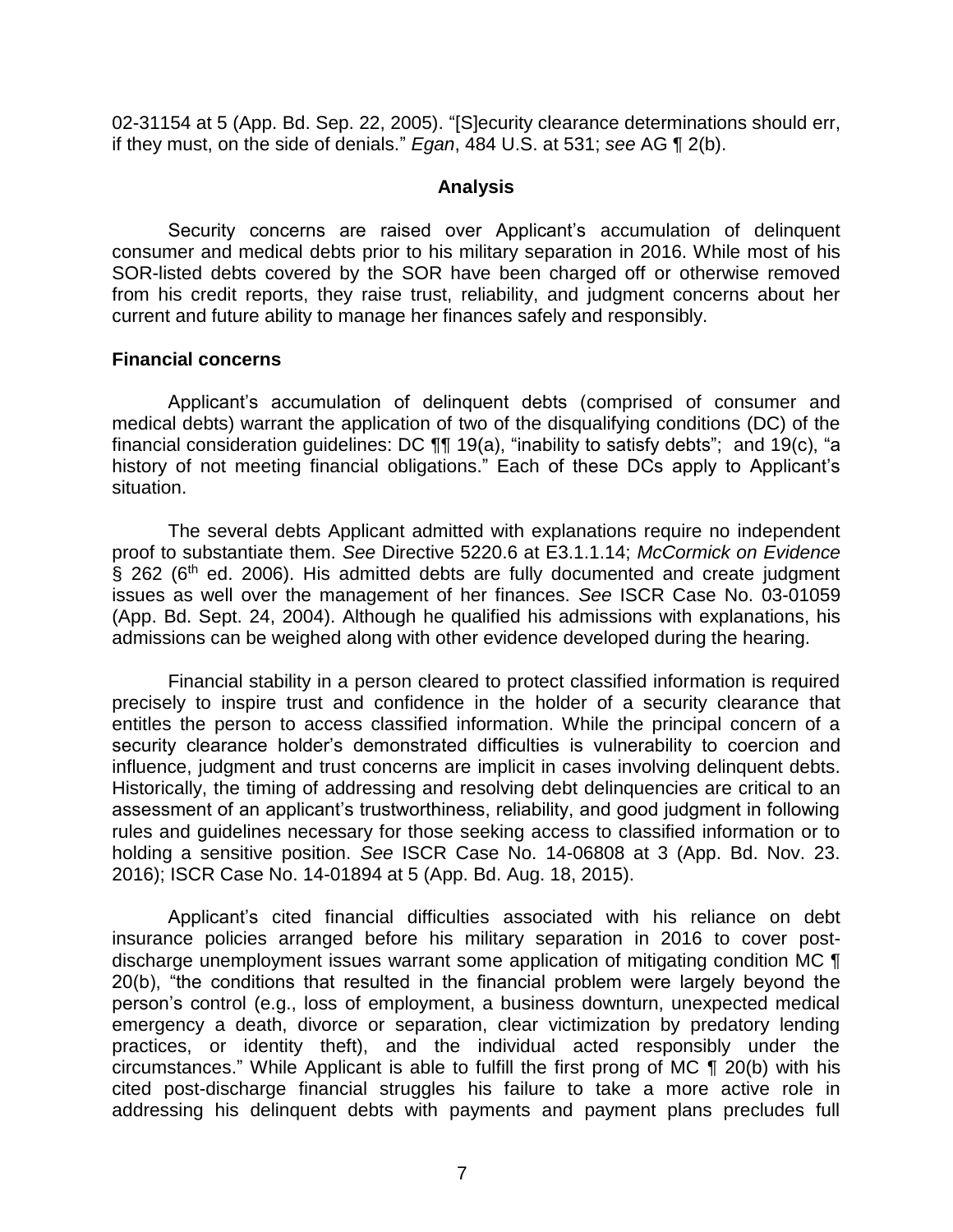02-31154 at 5 (App. Bd. Sep. 22, 2005). "[S]ecurity clearance determinations should err, if they must, on the side of denials." *Egan*, 484 U.S. at 531; *see* AG ¶ 2(b).

## Analysis

Security concerns are raised over Applicant's accumulation of delinquent consumer and medical debts prior to his military separation in 2016. While most of his SOR-listed debts covered by the SOR have been charged off or otherwise removed from his credit reports, they raise trust, reliability, and judgment concerns about her current and future ability to manage her finances safely and responsibly.

### Financial concerns

Applicant's accumulation of delinquent debts (comprised of consumer and medical debts) warrant the application of two of the disqualifying conditions (DC) of the financial consideration guidelines: DC ¶¶ 19(a), "inability to satisfy debts"; and 19(c), "a history of not meeting financial obligations." Each of these DCs apply to Applicant's situation.

The several debts Applicant admitted with explanations require no independent proof to substantiate them. *See* Directive 5220.6 at E3.1.1.14; *McCormick on Evidence* § 262 (6th ed. 2006). His admitted debts are fully documented and create judgment issues as well over the management of her finances. *See* ISCR Case No. 03-01059 (App. Bd. Sept. 24, 2004). Although he qualified his admissions with explanations, his admissions can be weighed along with other evidence developed during the hearing.

Financial stability in a person cleared to protect classified information is required precisely to inspire trust and confidence in the holder of a security clearance that entitles the person to access classified information. While the principal concern of a security clearance holder's demonstrated difficulties is vulnerability to coercion and influence, judgment and trust concerns are implicit in cases involving delinquent debts. Historically, the timing of addressing and resolving debt delinquencies are critical to an assessment of an applicant's trustworthiness, reliability, and good judgment in following rules and guidelines necessary for those seeking access to classified information or to holding a sensitive position. *See* ISCR Case No. 14-06808 at 3 (App. Bd. Nov. 23. 2016); ISCR Case No. 14-01894 at 5 (App. Bd. Aug. 18, 2015).

Applicant's cited financial difficulties associated with his reliance on debt insurance policies arranged before his military separation in 2016 to cover post-discharge unemployment issues warrant some application of mitigating condition MC ¶ 20(b), "the conditions that resulted in the financial problem were largely beyond the person's control (e.g., loss of employment, a business downturn, unexpected medical emergency a death, divorce or separation, clear victimization by predatory lending practices, or identity theft), and the individual acted responsibly under the circumstances." While Applicant is able to fulfill the first prong of MC ¶ 20(b) with his cited post-discharge financial struggles his failure to take a more active role in addressing his delinquent debts with payments and payment plans precludes full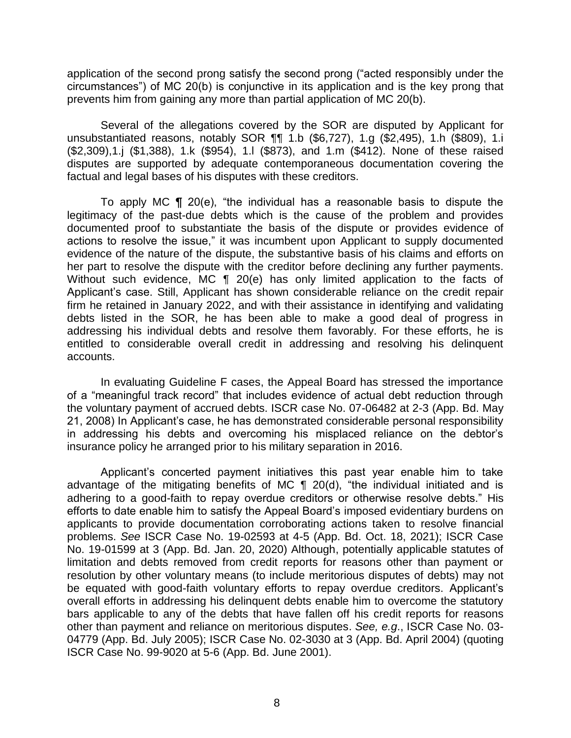application of the second prong satisfy the second prong ("acted responsibly under the circumstances") of MC 20(b) is conjunctive in its application and is the key prong that prevents him from gaining any more than partial application of MC 20(b).

Several of the allegations covered by the SOR are disputed by Applicant for unsubstantiated reasons, notably SOR ¶¶ 1.b ($6,727), 1.g ($2,495), 1.h ($809), 1.i ($2,309),1.j ($1,388), 1.k ($954), 1.l ($873), and 1.m ($412). None of these raised disputes are supported by adequate contemporaneous documentation covering the factual and legal bases of his disputes with these creditors.

To apply MC ¶ 20(e), "the individual has a reasonable basis to dispute the legitimacy of the past-due debts which is the cause of the problem and provides documented proof to substantiate the basis of the dispute or provides evidence of actions to resolve the issue," it was incumbent upon Applicant to supply documented evidence of the nature of the dispute, the substantive basis of his claims and efforts on her part to resolve the dispute with the creditor before declining any further payments. Without such evidence, MC ¶ 20(e) has only limited application to the facts of Applicant's case. Still, Applicant has shown considerable reliance on the credit repair firm he retained in January 2022, and with their assistance in identifying and validating debts listed in the SOR, he has been able to make a good deal of progress in addressing his individual debts and resolve them favorably. For these efforts, he is entitled to considerable overall credit in addressing and resolving his delinquent accounts.

In evaluating Guideline F cases, the Appeal Board has stressed the importance of a "meaningful track record" that includes evidence of actual debt reduction through the voluntary payment of accrued debts. ISCR case No. 07-06482 at 2-3 (App. Bd. May 21, 2008) In Applicant's case, he has demonstrated considerable personal responsibility in addressing his debts and overcoming his misplaced reliance on the debtor's insurance policy he arranged prior to his military separation in 2016.

Applicant's concerted payment initiatives this past year enable him to take advantage of the mitigating benefits of MC ¶ 20(d), "the individual initiated and is adhering to a good-faith to repay overdue creditors or otherwise resolve debts." His efforts to date enable him to satisfy the Appeal Board's imposed evidentiary burdens on applicants to provide documentation corroborating actions taken to resolve financial problems. *See* ISCR Case No. 19-02593 at 4-5 (App. Bd. Oct. 18, 2021); ISCR Case No. 19-01599 at 3 (App. Bd. Jan. 20, 2020) Although, potentially applicable statutes of limitation and debts removed from credit reports for reasons other than payment or resolution by other voluntary means (to include meritorious disputes of debts) may not be equated with good-faith voluntary efforts to repay overdue creditors. Applicant's overall efforts in addressing his delinquent debts enable him to overcome the statutory bars applicable to any of the debts that have fallen off his credit reports for reasons other than payment and reliance on meritorious disputes. *See, e.g*., ISCR Case No. 03-04779 (App. Bd. July 2005); ISCR Case No. 02-3030 at 3 (App. Bd. April 2004) (quoting ISCR Case No. 99-9020 at 5-6 (App. Bd. June 2001).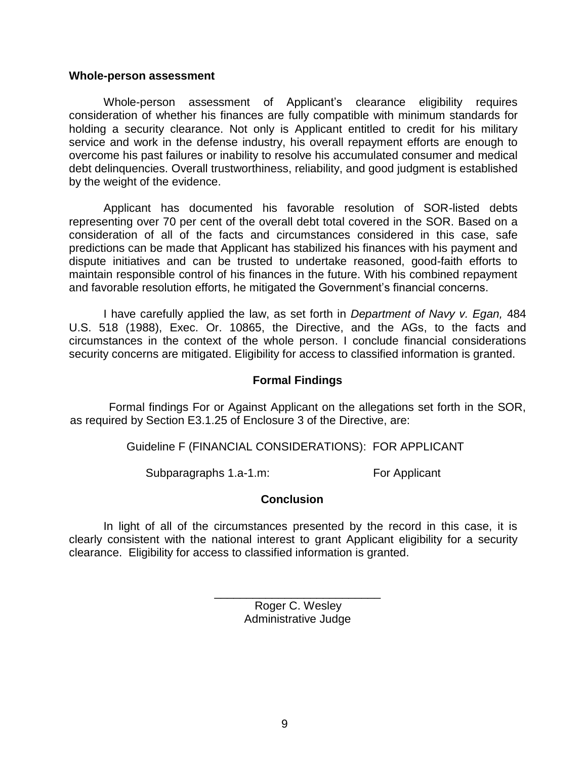**Whole-person assessment**

Whole-person assessment of Applicant's clearance eligibility requires consideration of whether his finances are fully compatible with minimum standards for holding a security clearance. Not only is Applicant entitled to credit for his military service and work in the defense industry, his overall repayment efforts are enough to overcome his past failures or inability to resolve his accumulated consumer and medical debt delinquencies. Overall trustworthiness, reliability, and good judgment is established by the weight of the evidence.

Applicant has documented his favorable resolution of SOR-listed debts representing over 70 per cent of the overall debt total covered in the SOR. Based on a consideration of all of the facts and circumstances considered in this case, safe predictions can be made that Applicant has stabilized his finances with his payment and dispute initiatives and can be trusted to undertake reasoned, good-faith efforts to maintain responsible control of his finances in the future. With his combined repayment and favorable resolution efforts, he mitigated the Government's financial concerns.

I have carefully applied the law, as set forth in *Department of Navy v. Egan,* 484 U.S. 518 (1988), Exec. Or. 10865, the Directive, and the AGs, to the facts and circumstances in the context of the whole person. I conclude financial considerations security concerns are mitigated. Eligibility for access to classified information is granted.

## Formal Findings

Formal findings For or Against Applicant on the allegations set forth in the SOR, as required by Section E3.1.25 of Enclosure 3 of the Directive, are:

Guideline F (FINANCIAL CONSIDERATIONS): FOR APPLICANT

Subparagraphs 1.a-1.m: For Applicant

## Conclusion

In light of all of the circumstances presented by the record in this case, it is clearly consistent with the national interest to grant Applicant eligibility for a security clearance. Eligibility for access to classified information is granted.

\_\_\_\_\_\_\_\_\_\_\_\_\_\_\_\_\_\_\_\_\_\_\_\_\_\_

Roger C. Wesley
Administrative Judge